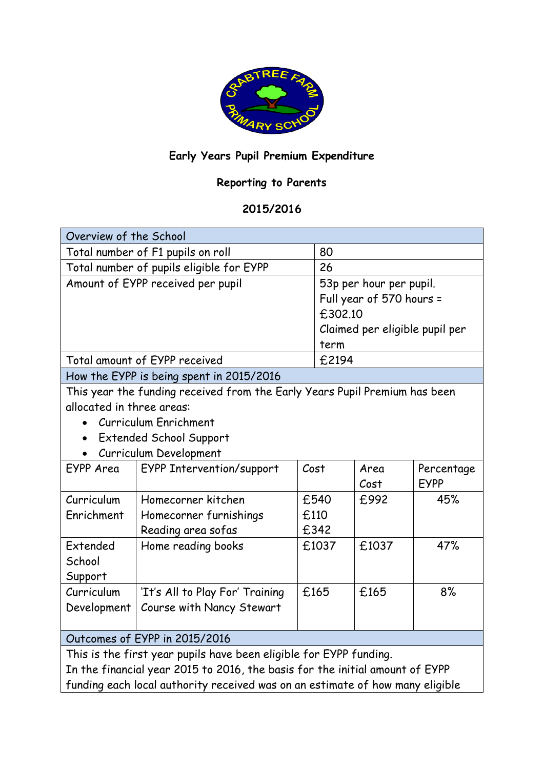## Early Years Pupil Premium Expenditure

## Reporting to Parents

## 2015/2016

| Overview of the School | | | | |
|---|---|---|---|---|
| Total number of F1 pupils on roll | | 80 | | |
| Total number of pupils eligible for EYPP | | 26 | | |
| Amount of EYPP received per pupil | | 53p per hour per pupil. Full year of 570 hours = £302.10 Claimed per eligible pupil per term | | |
| Total amount of EYPP received | | £2194 | | |
| **How the EYPP is being spent in 2015/2016** | | | | |
| This year the funding received from the Early Years Pupil Premium has been allocated in three areas: • Curriculum Enrichment • Extended School Support • Curriculum Development | | | | |
| EYPP Area | EYPP Intervention/support | Cost | Area Cost | Percentage EYPP |
| Curriculum Enrichment | Homecorner kitchen<br>Homecorner furnishings<br>Reading area sofas | £540<br>£110<br>£342 | £992 | 45% |
| Extended School Support | Home reading books | £1037 | £1037 | 47% |
| Curriculum Development | 'It's All to Play For' Training Course with Nancy Stewart | £165 | £165 | 8% |
| **Outcomes of EYPP in 2015/2016** | | | | |
| This is the first year pupils have been eligible for EYPP funding. In the financial year 2015 to 2016, the basis for the initial amount of EYPP funding each local authority received was on an estimate of how many eligible | | | | |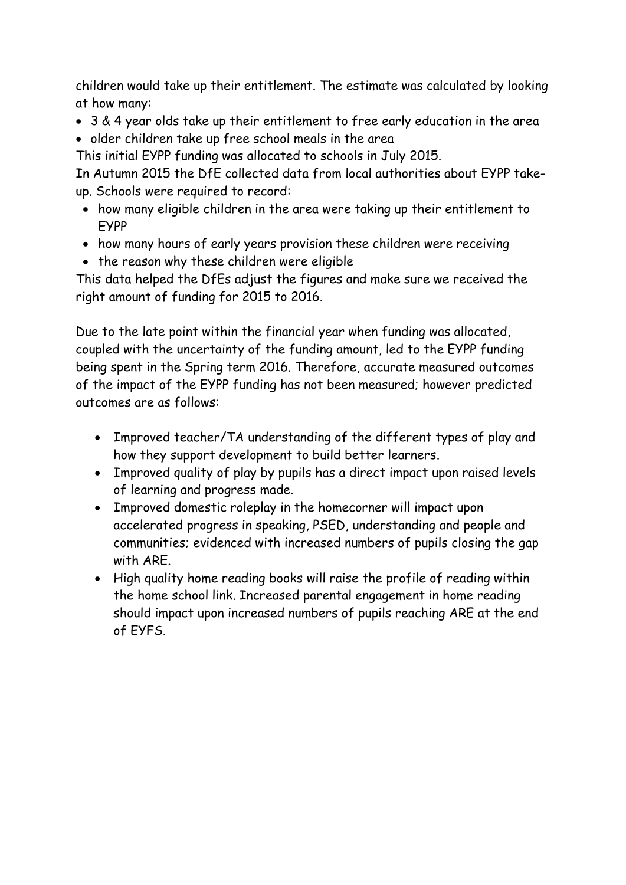children would take up their entitlement. The estimate was calculated by looking at how many:

- 3 & 4 year olds take up their entitlement to free early education in the area
- older children take up free school meals in the area

This initial EYPP funding was allocated to schools in July 2015.

In Autumn 2015 the DfE collected data from local authorities about EYPP take-up. Schools were required to record:

- how many eligible children in the area were taking up their entitlement to EYPP
- how many hours of early years provision these children were receiving
- the reason why these children were eligible

This data helped the DfEs adjust the figures and make sure we received the right amount of funding for 2015 to 2016.

Due to the late point within the financial year when funding was allocated, coupled with the uncertainty of the funding amount, led to the EYPP funding being spent in the Spring term 2016. Therefore, accurate measured outcomes of the impact of the EYPP funding has not been measured; however predicted outcomes are as follows:

- Improved teacher/TA understanding of the different types of play and how they support development to build better learners.
- Improved quality of play by pupils has a direct impact upon raised levels of learning and progress made.
- Improved domestic roleplay in the homecorner will impact upon accelerated progress in speaking, PSED, understanding and people and communities; evidenced with increased numbers of pupils closing the gap with ARE.
- High quality home reading books will raise the profile of reading within the home school link. Increased parental engagement in home reading should impact upon increased numbers of pupils reaching ARE at the end of EYFS.